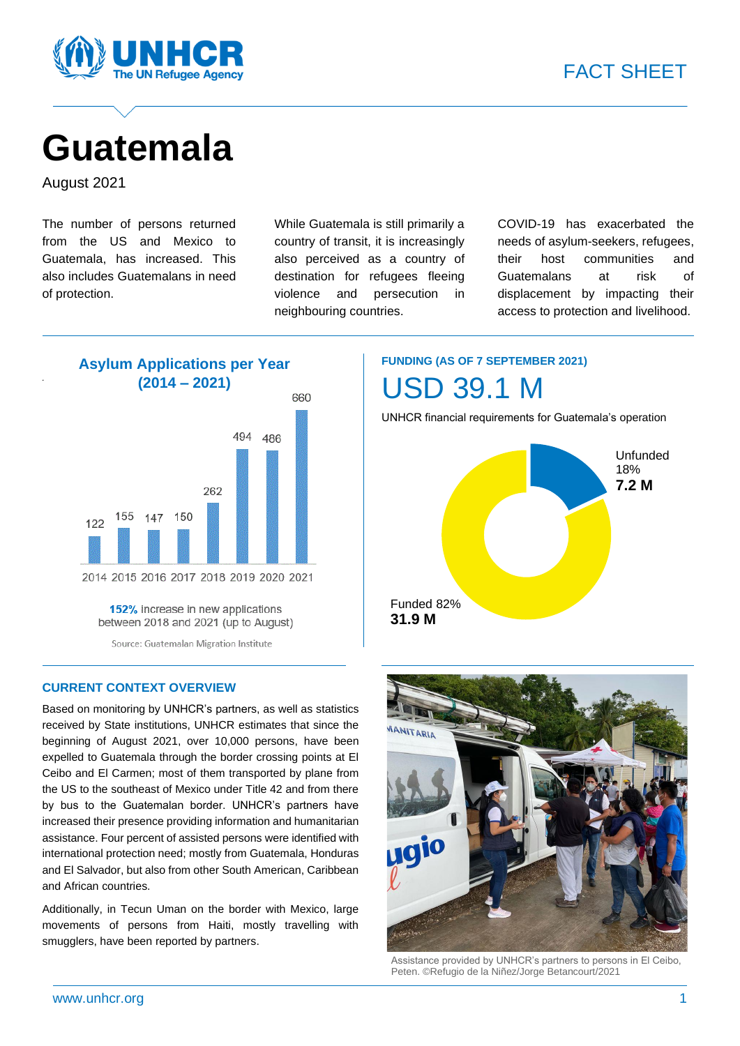FACT SHEET

# Guatemala

August 2021

The number of persons returned from the US and Mexico to Guatemala, has increased. This also includes Guatemalans in need of protection.

While Guatemala is still primarily a country of transit, it is increasingly also perceived as a country of destination for refugees fleeing violence and persecution in neighbouring countries.

COVID-19 has exacerbated the needs of asylum-seekers, refugees, their host communities and Guatemalans at risk of displacement by impacting their access to protection and livelihood.

## Asylum Applications per Year (2014 – 2021)

| Year | Applications |
|---|---|
| 2014 | 122 |
| 2015 | 155 |
| 2016 | 147 |
| 2017 | 150 |
| 2018 | 262 |
| 2019 | 494 |
| 2020 | 486 |
| 2021 | 660 |

**152%** increase in new applications between 2018 and 2021 (up to August)

Source: Guatemalan Migration Institute

## FUNDING (AS OF 7 SEPTEMBER 2021)

# USD 39.1 M

UNHCR financial requirements for Guatemala's operation

Unfunded 18%
**7.2 M**

Funded 82%
**31.9 M**

## CURRENT CONTEXT OVERVIEW

Based on monitoring by UNHCR's partners, as well as statistics received by State institutions, UNHCR estimates that since the beginning of August 2021, over 10,000 persons, have been expelled to Guatemala through the border crossing points at El Ceibo and El Carmen; most of them transported by plane from the US to the southeast of Mexico under Title 42 and from there by bus to the Guatemalan border. UNHCR's partners have increased their presence providing information and humanitarian assistance. Four percent of assisted persons were identified with international protection need; mostly from Guatemala, Honduras and El Salvador, but also from other South American, Caribbean and African countries.

Additionally, in Tecun Uman on the border with Mexico, large movements of persons from Haiti, mostly travelling with smugglers, have been reported by partners.

Assistance provided by UNHCR's partners to persons in El Ceibo, Peten. ©Refugio de la Niñez/Jorge Betancourt/2021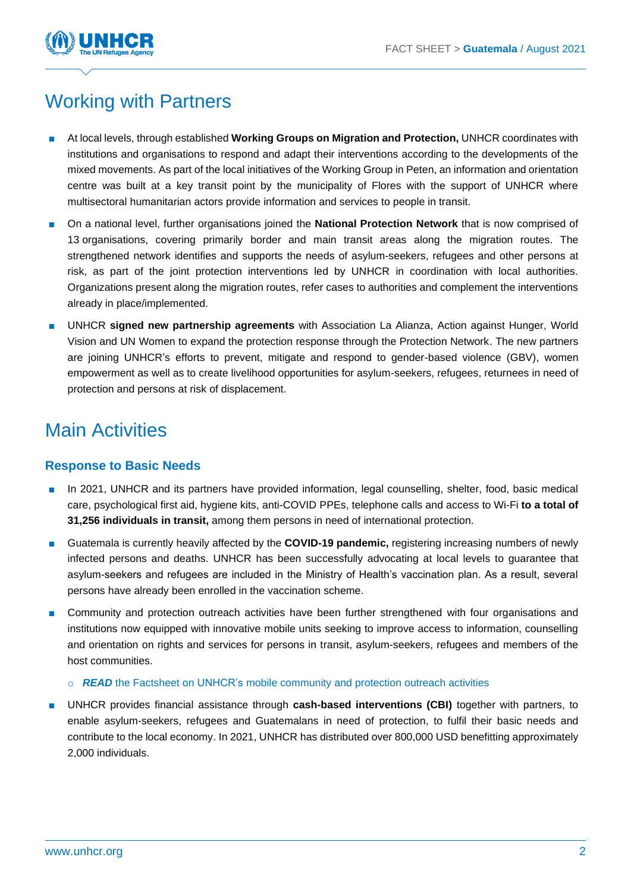## Working with Partners

- At local levels, through established **Working Groups on Migration and Protection,** UNHCR coordinates with institutions and organisations to respond and adapt their interventions according to the developments of the mixed movements. As part of the local initiatives of the Working Group in Peten, an information and orientation centre was built at a key transit point by the municipality of Flores with the support of UNHCR where multisectoral humanitarian actors provide information and services to people in transit.
- On a national level, further organisations joined the **National Protection Network** that is now comprised of 13 organisations, covering primarily border and main transit areas along the migration routes. The strengthened network identifies and supports the needs of asylum-seekers, refugees and other persons at risk, as part of the joint protection interventions led by UNHCR in coordination with local authorities. Organizations present along the migration routes, refer cases to authorities and complement the interventions already in place/implemented.
- UNHCR **signed new partnership agreements** with Association La Alianza, Action against Hunger, World Vision and UN Women to expand the protection response through the Protection Network. The new partners are joining UNHCR's efforts to prevent, mitigate and respond to gender-based violence (GBV), women empowerment as well as to create livelihood opportunities for asylum-seekers, refugees, returnees in need of protection and persons at risk of displacement.

## Main Activities

### Response to Basic Needs

- In 2021, UNHCR and its partners have provided information, legal counselling, shelter, food, basic medical care, psychological first aid, hygiene kits, anti-COVID PPEs, telephone calls and access to Wi-Fi **to a total of 31,256 individuals in transit,** among them persons in need of international protection.
- Guatemala is currently heavily affected by the **COVID-19 pandemic,** registering increasing numbers of newly infected persons and deaths. UNHCR has been successfully advocating at local levels to guarantee that asylum-seekers and refugees are included in the Ministry of Health's vaccination plan. As a result, several persons have already been enrolled in the vaccination scheme.
- Community and protection outreach activities have been further strengthened with four organisations and institutions now equipped with innovative mobile units seeking to improve access to information, counselling and orientation on rights and services for persons in transit, asylum-seekers, refugees and members of the host communities.
  - ***READ*** the Factsheet on UNHCR's mobile community and protection outreach activities
- UNHCR provides financial assistance through **cash-based interventions (CBI)** together with partners, to enable asylum-seekers, refugees and Guatemalans in need of protection, to fulfil their basic needs and contribute to the local economy. In 2021, UNHCR has distributed over 800,000 USD benefitting approximately 2,000 individuals.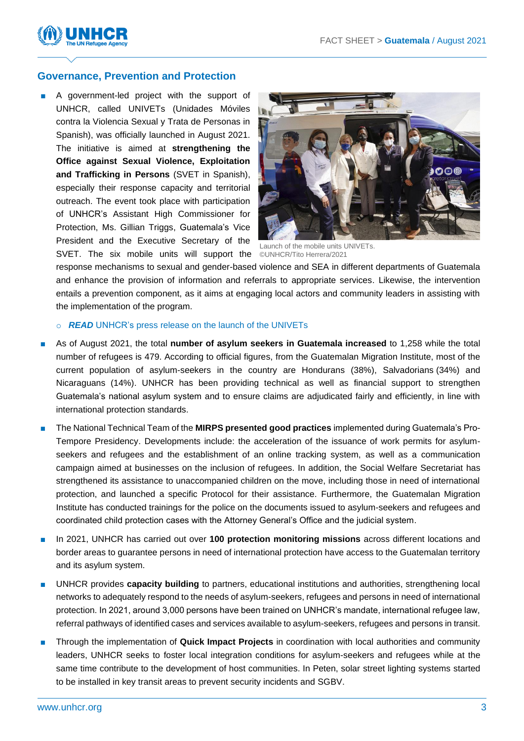## Governance, Prevention and Protection

- A government-led project with the support of UNHCR, called UNIVETs (Unidades Móviles contra la Violencia Sexual y Trata de Personas in Spanish), was officially launched in August 2021. The initiative is aimed at **strengthening the Office against Sexual Violence, Exploitation and Trafficking in Persons** (SVET in Spanish), especially their response capacity and territorial outreach. The event took place with participation of UNHCR's Assistant High Commissioner for Protection, Ms. Gillian Triggs, Guatemala's Vice President and the Executive Secretary of the SVET. The six mobile units will support the response mechanisms to sexual and gender-based violence and SEA in different departments of Guatemala and enhance the provision of information and referrals to appropriate services. Likewise, the intervention entails a prevention component, as it aims at engaging local actors and community leaders in assisting with the implementation of the program.
    - ***READ*** UNHCR's press release on the launch of the UNIVETs

Launch of the mobile units UNIVETs. ©UNHCR/Tito Herrera/2021

- As of August 2021, the total **number of asylum seekers in Guatemala increased** to 1,258 while the total number of refugees is 479. According to official figures, from the Guatemalan Migration Institute, most of the current population of asylum-seekers in the country are Hondurans (38%), Salvadorians (34%) and Nicaraguans (14%). UNHCR has been providing technical as well as financial support to strengthen Guatemala's national asylum system and to ensure claims are adjudicated fairly and efficiently, in line with international protection standards.
- The National Technical Team of the **MIRPS presented good practices** implemented during Guatemala's Pro-Tempore Presidency. Developments include: the acceleration of the issuance of work permits for asylum-seekers and refugees and the establishment of an online tracking system, as well as a communication campaign aimed at businesses on the inclusion of refugees. In addition, the Social Welfare Secretariat has strengthened its assistance to unaccompanied children on the move, including those in need of international protection, and launched a specific Protocol for their assistance. Furthermore, the Guatemalan Migration Institute has conducted trainings for the police on the documents issued to asylum-seekers and refugees and coordinated child protection cases with the Attorney General's Office and the judicial system.
- In 2021, UNHCR has carried out over **100 protection monitoring missions** across different locations and border areas to guarantee persons in need of international protection have access to the Guatemalan territory and its asylum system.
- UNHCR provides **capacity building** to partners, educational institutions and authorities, strengthening local networks to adequately respond to the needs of asylum-seekers, refugees and persons in need of international protection. In 2021, around 3,000 persons have been trained on UNHCR's mandate, international refugee law, referral pathways of identified cases and services available to asylum-seekers, refugees and persons in transit.
- Through the implementation of **Quick Impact Projects** in coordination with local authorities and community leaders, UNHCR seeks to foster local integration conditions for asylum-seekers and refugees while at the same time contribute to the development of host communities. In Peten, solar street lighting systems started to be installed in key transit areas to prevent security incidents and SGBV.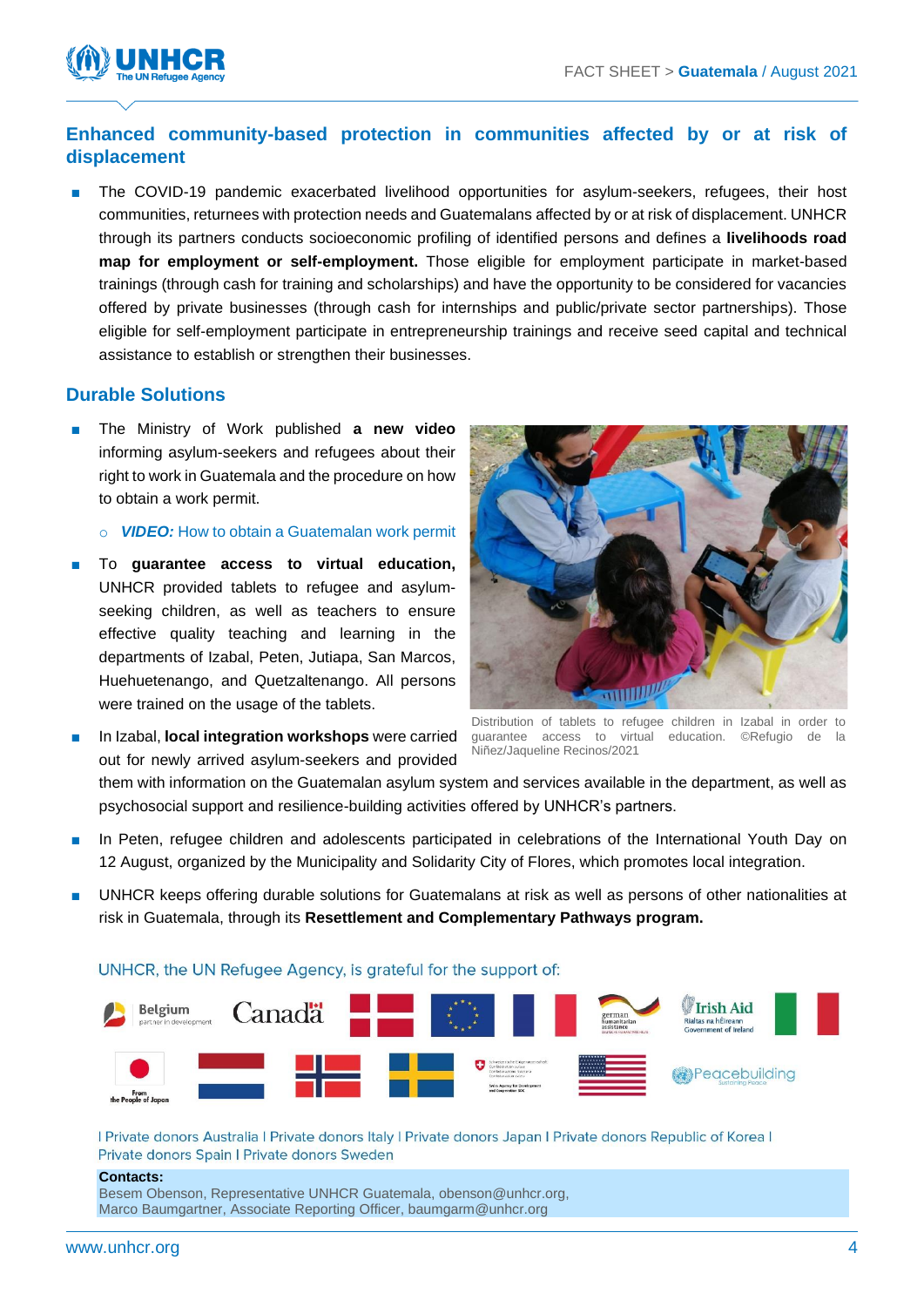## Enhanced community-based protection in communities affected by or at risk of displacement

- The COVID-19 pandemic exacerbated livelihood opportunities for asylum-seekers, refugees, their host communities, returnees with protection needs and Guatemalans affected by or at risk of displacement. UNHCR through its partners conducts socioeconomic profiling of identified persons and defines a **livelihoods road map for employment or self-employment.** Those eligible for employment participate in market-based trainings (through cash for training and scholarships) and have the opportunity to be considered for vacancies offered by private businesses (through cash for internships and public/private sector partnerships). Those eligible for self-employment participate in entrepreneurship trainings and receive seed capital and technical assistance to establish or strengthen their businesses.

## Durable Solutions

- The Ministry of Work published **a new video** informing asylum-seekers and refugees about their right to work in Guatemala and the procedure on how to obtain a work permit.
  - ***VIDEO:*** How to obtain a Guatemalan work permit
- To **guarantee access to virtual education,** UNHCR provided tablets to refugee and asylum-seeking children, as well as teachers to ensure effective quality teaching and learning in the departments of Izabal, Peten, Jutiapa, San Marcos, Huehuetenango, and Quetzaltenango. All persons were trained on the usage of the tablets.

Distribution of tablets to refugee children in Izabal in order to guarantee access to virtual education. ©Refugio de la Niñez/Jaqueline Recinos/2021

- In Izabal, **local integration workshops** were carried out for newly arrived asylum-seekers and provided them with information on the Guatemalan asylum system and services available in the department, as well as psychosocial support and resilience-building activities offered by UNHCR's partners.
- In Peten, refugee children and adolescents participated in celebrations of the International Youth Day on 12 August, organized by the Municipality and Solidarity City of Flores, which promotes local integration.
- UNHCR keeps offering durable solutions for Guatemalans at risk as well as persons of other nationalities at risk in Guatemala, through its **Resettlement and Complementary Pathways program.**

UNHCR, the UN Refugee Agency, is grateful for the support of:

Belgium partner in development | Canada | german humanitarian assistance | Irish Aid Rialtas na hÉireann Government of Ireland | From the People of Japan | Peacebuilding

I Private donors Australia I Private donors Italy I Private donors Japan I Private donors Republic of Korea I Private donors Spain I Private donors Sweden

**Contacts:**
Besem Obenson, Representative UNHCR Guatemala, obenson@unhcr.org,
Marco Baumgartner, Associate Reporting Officer, baumgarm@unhcr.org

www.unhcr.org